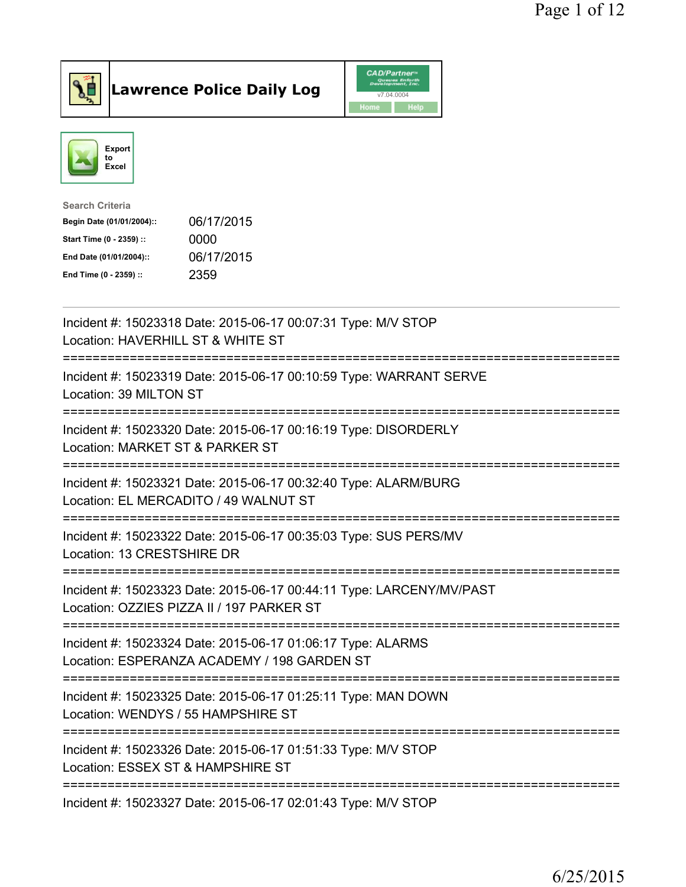# Lawrence Police Daily Log

Export to Excel

**Search Criteria**

| | |
|---|---|
| Begin Date (01/01/2004):: | 06/17/2015 |
| Start Time (0 - 2359) :: | 0000 |
| End Date (01/01/2004):: | 06/17/2015 |
| End Time (0 - 2359) :: | 2359 |

---

Incident #: 15023318 Date: 2015-06-17 00:07:31 Type: M/V STOP
Location: HAVERHILL ST & WHITE ST

===========================================================================

Incident #: 15023319 Date: 2015-06-17 00:10:59 Type: WARRANT SERVE
Location: 39 MILTON ST

===========================================================================

Incident #: 15023320 Date: 2015-06-17 00:16:19 Type: DISORDERLY
Location: MARKET ST & PARKER ST

===========================================================================

Incident #: 15023321 Date: 2015-06-17 00:32:40 Type: ALARM/BURG
Location: EL MERCADITO / 49 WALNUT ST

===========================================================================

Incident #: 15023322 Date: 2015-06-17 00:35:03 Type: SUS PERS/MV
Location: 13 CRESTSHIRE DR

===========================================================================

Incident #: 15023323 Date: 2015-06-17 00:44:11 Type: LARCENY/MV/PAST
Location: OZZIES PIZZA II / 197 PARKER ST

===========================================================================

Incident #: 15023324 Date: 2015-06-17 01:06:17 Type: ALARMS
Location: ESPERANZA ACADEMY / 198 GARDEN ST

===========================================================================

Incident #: 15023325 Date: 2015-06-17 01:25:11 Type: MAN DOWN
Location: WENDYS / 55 HAMPSHIRE ST

===========================================================================

Incident #: 15023326 Date: 2015-06-17 01:51:33 Type: M/V STOP
Location: ESSEX ST & HAMPSHIRE ST

===========================================================================

Incident #: 15023327 Date: 2015-06-17 02:01:43 Type: M/V STOP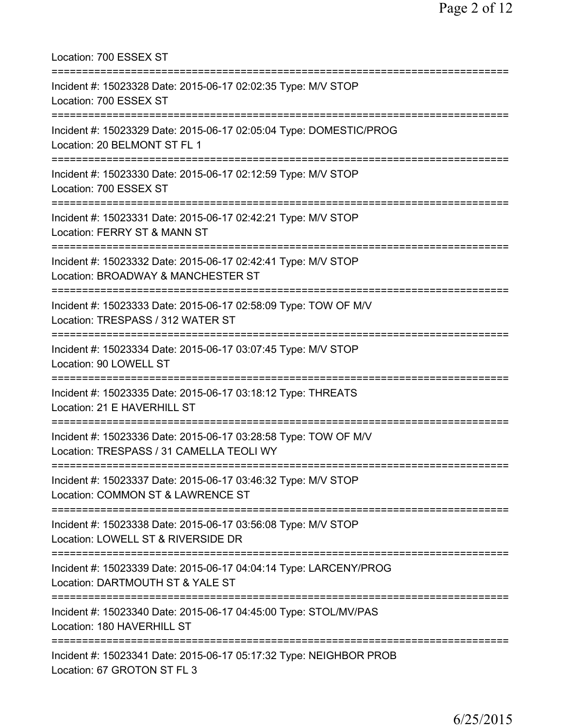Location: 700 ESSEX ST

===========================================================================

Incident #: 15023328 Date: 2015-06-17 02:02:35 Type: M/V STOP
Location: 700 ESSEX ST

===========================================================================

Incident #: 15023329 Date: 2015-06-17 02:05:04 Type: DOMESTIC/PROG
Location: 20 BELMONT ST FL 1

===========================================================================

Incident #: 15023330 Date: 2015-06-17 02:12:59 Type: M/V STOP
Location: 700 ESSEX ST

===========================================================================

Incident #: 15023331 Date: 2015-06-17 02:42:21 Type: M/V STOP
Location: FERRY ST & MANN ST

===========================================================================

Incident #: 15023332 Date: 2015-06-17 02:42:41 Type: M/V STOP
Location: BROADWAY & MANCHESTER ST

===========================================================================

Incident #: 15023333 Date: 2015-06-17 02:58:09 Type: TOW OF M/V
Location: TRESPASS / 312 WATER ST

===========================================================================

Incident #: 15023334 Date: 2015-06-17 03:07:45 Type: M/V STOP
Location: 90 LOWELL ST

===========================================================================

Incident #: 15023335 Date: 2015-06-17 03:18:12 Type: THREATS
Location: 21 E HAVERHILL ST

===========================================================================

Incident #: 15023336 Date: 2015-06-17 03:28:58 Type: TOW OF M/V
Location: TRESPASS / 31 CAMELLA TEOLI WY

===========================================================================

Incident #: 15023337 Date: 2015-06-17 03:46:32 Type: M/V STOP
Location: COMMON ST & LAWRENCE ST

===========================================================================

Incident #: 15023338 Date: 2015-06-17 03:56:08 Type: M/V STOP
Location: LOWELL ST & RIVERSIDE DR

===========================================================================

Incident #: 15023339 Date: 2015-06-17 04:04:14 Type: LARCENY/PROG
Location: DARTMOUTH ST & YALE ST

===========================================================================

Incident #: 15023340 Date: 2015-06-17 04:45:00 Type: STOL/MV/PAS
Location: 180 HAVERHILL ST

===========================================================================

Incident #: 15023341 Date: 2015-06-17 05:17:32 Type: NEIGHBOR PROB
Location: 67 GROTON ST FL 3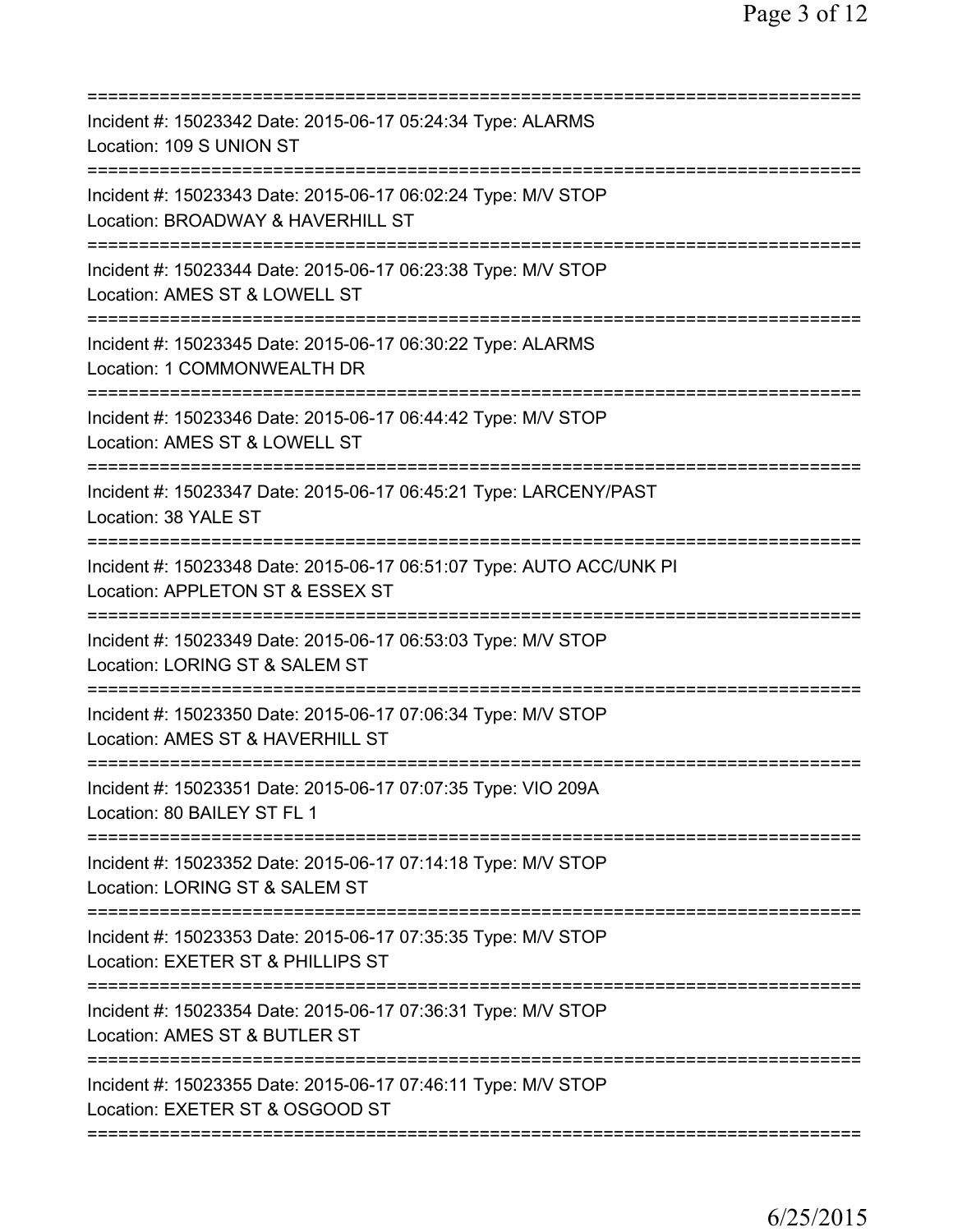==============================================================================
Incident #: 15023342 Date: 2015-06-17 05:24:34 Type: ALARMS
Location: 109 S UNION ST
==============================================================================
Incident #: 15023343 Date: 2015-06-17 06:02:24 Type: M/V STOP
Location: BROADWAY & HAVERHILL ST
==============================================================================
Incident #: 15023344 Date: 2015-06-17 06:23:38 Type: M/V STOP
Location: AMES ST & LOWELL ST
==============================================================================
Incident #: 15023345 Date: 2015-06-17 06:30:22 Type: ALARMS
Location: 1 COMMONWEALTH DR
==============================================================================
Incident #: 15023346 Date: 2015-06-17 06:44:42 Type: M/V STOP
Location: AMES ST & LOWELL ST
==============================================================================
Incident #: 15023347 Date: 2015-06-17 06:45:21 Type: LARCENY/PAST
Location: 38 YALE ST
==============================================================================
Incident #: 15023348 Date: 2015-06-17 06:51:07 Type: AUTO ACC/UNK PI
Location: APPLETON ST & ESSEX ST
==============================================================================
Incident #: 15023349 Date: 2015-06-17 06:53:03 Type: M/V STOP
Location: LORING ST & SALEM ST
==============================================================================
Incident #: 15023350 Date: 2015-06-17 07:06:34 Type: M/V STOP
Location: AMES ST & HAVERHILL ST
==============================================================================
Incident #: 15023351 Date: 2015-06-17 07:07:35 Type: VIO 209A
Location: 80 BAILEY ST FL 1
==============================================================================
Incident #: 15023352 Date: 2015-06-17 07:14:18 Type: M/V STOP
Location: LORING ST & SALEM ST
==============================================================================
Incident #: 15023353 Date: 2015-06-17 07:35:35 Type: M/V STOP
Location: EXETER ST & PHILLIPS ST
==============================================================================
Incident #: 15023354 Date: 2015-06-17 07:36:31 Type: M/V STOP
Location: AMES ST & BUTLER ST
==============================================================================
Incident #: 15023355 Date: 2015-06-17 07:46:11 Type: M/V STOP
Location: EXETER ST & OSGOOD ST
==============================================================================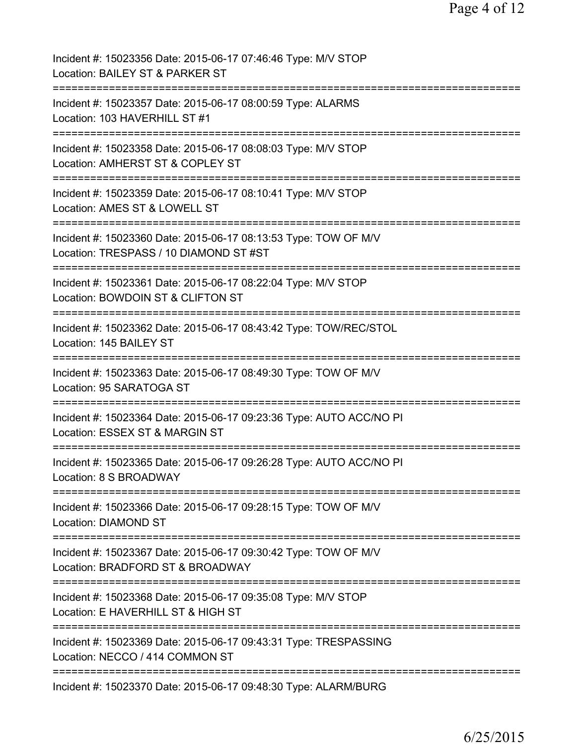Incident #: 15023356 Date: 2015-06-17 07:46:46 Type: M/V STOP
Location: BAILEY ST & PARKER ST

===========================================================================

Incident #: 15023357 Date: 2015-06-17 08:00:59 Type: ALARMS
Location: 103 HAVERHILL ST #1

===========================================================================

Incident #: 15023358 Date: 2015-06-17 08:08:03 Type: M/V STOP
Location: AMHERST ST & COPLEY ST

===========================================================================

Incident #: 15023359 Date: 2015-06-17 08:10:41 Type: M/V STOP
Location: AMES ST & LOWELL ST

===========================================================================

Incident #: 15023360 Date: 2015-06-17 08:13:53 Type: TOW OF M/V
Location: TRESPASS / 10 DIAMOND ST #ST

===========================================================================

Incident #: 15023361 Date: 2015-06-17 08:22:04 Type: M/V STOP
Location: BOWDOIN ST & CLIFTON ST

===========================================================================

Incident #: 15023362 Date: 2015-06-17 08:43:42 Type: TOW/REC/STOL
Location: 145 BAILEY ST

===========================================================================

Incident #: 15023363 Date: 2015-06-17 08:49:30 Type: TOW OF M/V
Location: 95 SARATOGA ST

===========================================================================

Incident #: 15023364 Date: 2015-06-17 09:23:36 Type: AUTO ACC/NO PI
Location: ESSEX ST & MARGIN ST

===========================================================================

Incident #: 15023365 Date: 2015-06-17 09:26:28 Type: AUTO ACC/NO PI
Location: 8 S BROADWAY

===========================================================================

Incident #: 15023366 Date: 2015-06-17 09:28:15 Type: TOW OF M/V
Location: DIAMOND ST

===========================================================================

Incident #: 15023367 Date: 2015-06-17 09:30:42 Type: TOW OF M/V
Location: BRADFORD ST & BROADWAY

===========================================================================

Incident #: 15023368 Date: 2015-06-17 09:35:08 Type: M/V STOP
Location: E HAVERHILL ST & HIGH ST

===========================================================================

Incident #: 15023369 Date: 2015-06-17 09:43:31 Type: TRESPASSING
Location: NECCO / 414 COMMON ST

===========================================================================

Incident #: 15023370 Date: 2015-06-17 09:48:30 Type: ALARM/BURG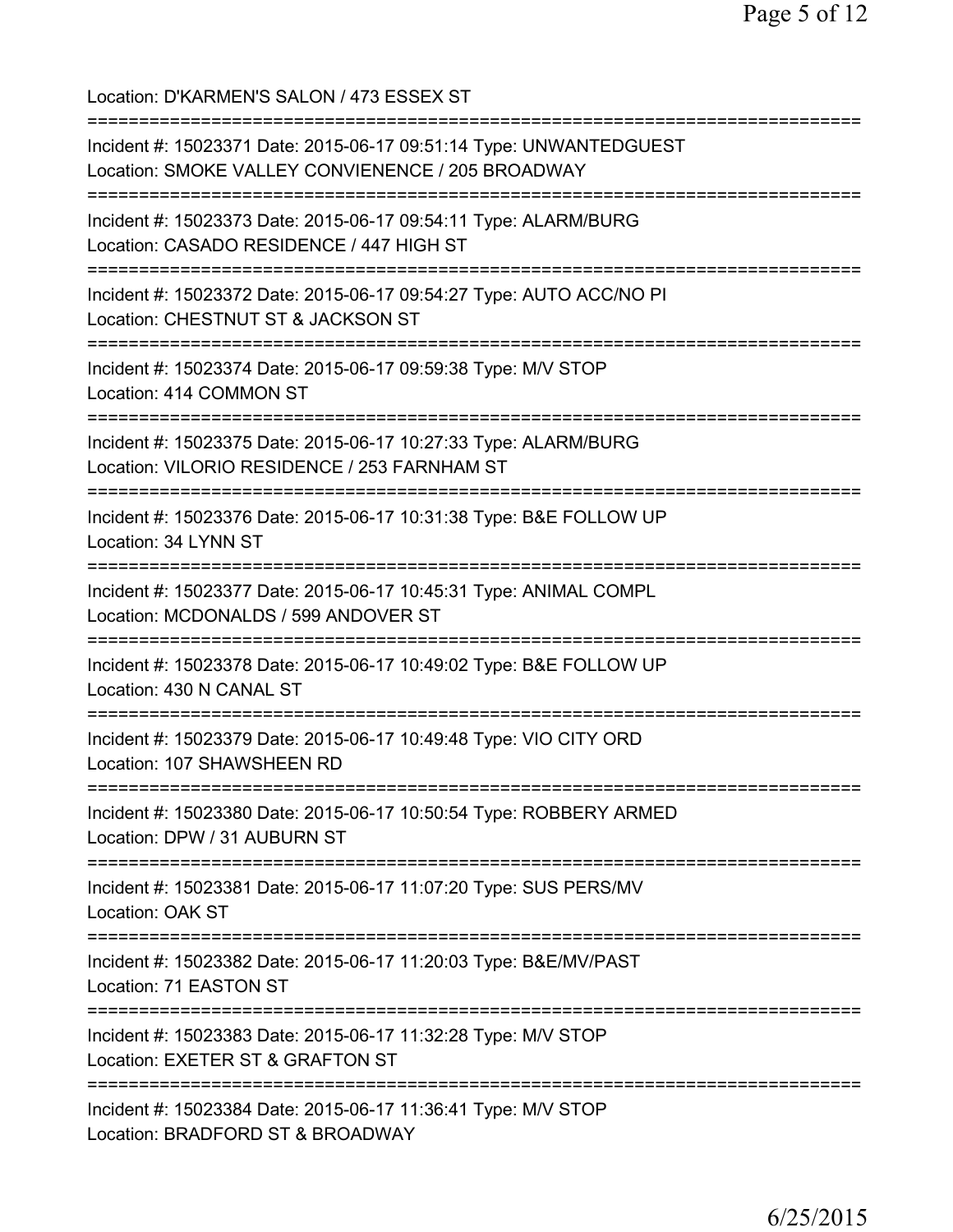Location: D'KARMEN'S SALON / 473 ESSEX ST

===========================================================================

Incident #: 15023371 Date: 2015-06-17 09:51:14 Type: UNWANTEDGUEST
Location: SMOKE VALLEY CONVIENENCE / 205 BROADWAY

===========================================================================

Incident #: 15023373 Date: 2015-06-17 09:54:11 Type: ALARM/BURG
Location: CASADO RESIDENCE / 447 HIGH ST

===========================================================================

Incident #: 15023372 Date: 2015-06-17 09:54:27 Type: AUTO ACC/NO PI
Location: CHESTNUT ST & JACKSON ST

===========================================================================

Incident #: 15023374 Date: 2015-06-17 09:59:38 Type: M/V STOP
Location: 414 COMMON ST

===========================================================================

Incident #: 15023375 Date: 2015-06-17 10:27:33 Type: ALARM/BURG
Location: VILORIO RESIDENCE / 253 FARNHAM ST

===========================================================================

Incident #: 15023376 Date: 2015-06-17 10:31:38 Type: B&E FOLLOW UP
Location: 34 LYNN ST

===========================================================================

Incident #: 15023377 Date: 2015-06-17 10:45:31 Type: ANIMAL COMPL
Location: MCDONALDS / 599 ANDOVER ST

===========================================================================

Incident #: 15023378 Date: 2015-06-17 10:49:02 Type: B&E FOLLOW UP
Location: 430 N CANAL ST

===========================================================================

Incident #: 15023379 Date: 2015-06-17 10:49:48 Type: VIO CITY ORD
Location: 107 SHAWSHEEN RD

===========================================================================

Incident #: 15023380 Date: 2015-06-17 10:50:54 Type: ROBBERY ARMED
Location: DPW / 31 AUBURN ST

===========================================================================

Incident #: 15023381 Date: 2015-06-17 11:07:20 Type: SUS PERS/MV
Location: OAK ST

===========================================================================

Incident #: 15023382 Date: 2015-06-17 11:20:03 Type: B&E/MV/PAST
Location: 71 EASTON ST

===========================================================================

Incident #: 15023383 Date: 2015-06-17 11:32:28 Type: M/V STOP
Location: EXETER ST & GRAFTON ST

===========================================================================

Incident #: 15023384 Date: 2015-06-17 11:36:41 Type: M/V STOP
Location: BRADFORD ST & BROADWAY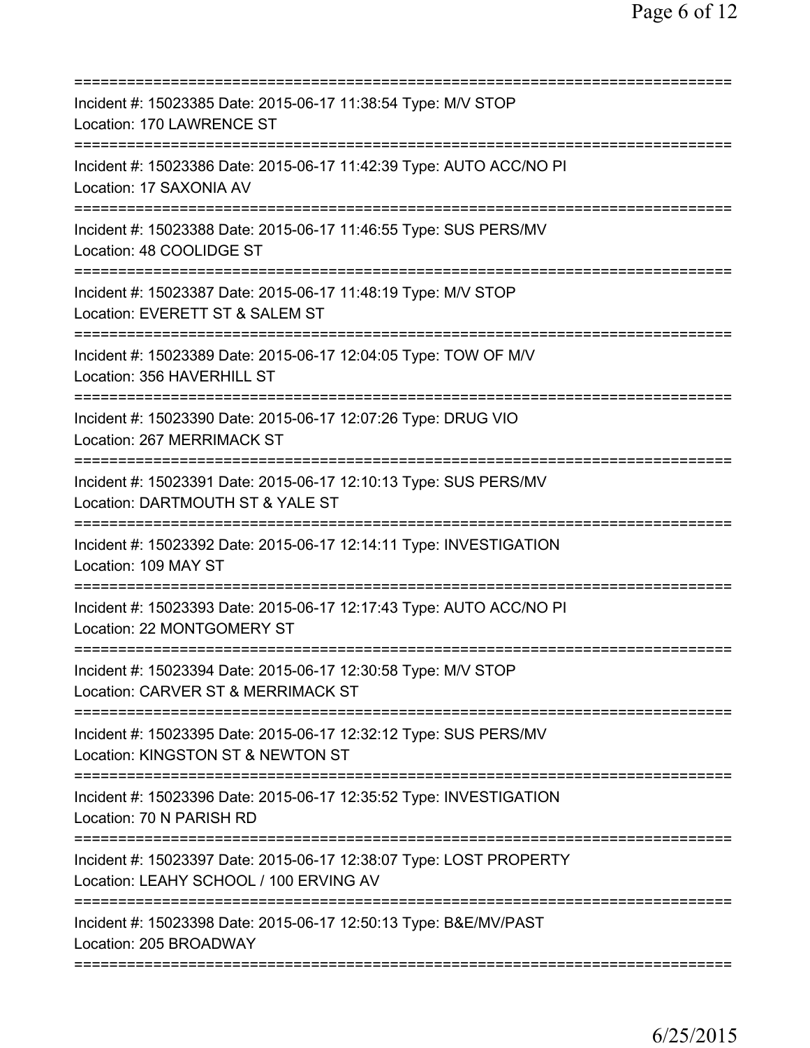===========================================================================

Incident #: 15023385 Date: 2015-06-17 11:38:54 Type: M/V STOP
Location: 170 LAWRENCE ST

===========================================================================

Incident #: 15023386 Date: 2015-06-17 11:42:39 Type: AUTO ACC/NO PI
Location: 17 SAXONIA AV

===========================================================================

Incident #: 15023388 Date: 2015-06-17 11:46:55 Type: SUS PERS/MV
Location: 48 COOLIDGE ST

===========================================================================

Incident #: 15023387 Date: 2015-06-17 11:48:19 Type: M/V STOP
Location: EVERETT ST & SALEM ST

===========================================================================

Incident #: 15023389 Date: 2015-06-17 12:04:05 Type: TOW OF M/V
Location: 356 HAVERHILL ST

===========================================================================

Incident #: 15023390 Date: 2015-06-17 12:07:26 Type: DRUG VIO
Location: 267 MERRIMACK ST

===========================================================================

Incident #: 15023391 Date: 2015-06-17 12:10:13 Type: SUS PERS/MV
Location: DARTMOUTH ST & YALE ST

===========================================================================

Incident #: 15023392 Date: 2015-06-17 12:14:11 Type: INVESTIGATION
Location: 109 MAY ST

===========================================================================

Incident #: 15023393 Date: 2015-06-17 12:17:43 Type: AUTO ACC/NO PI
Location: 22 MONTGOMERY ST

===========================================================================

Incident #: 15023394 Date: 2015-06-17 12:30:58 Type: M/V STOP
Location: CARVER ST & MERRIMACK ST

===========================================================================

Incident #: 15023395 Date: 2015-06-17 12:32:12 Type: SUS PERS/MV
Location: KINGSTON ST & NEWTON ST

===========================================================================

Incident #: 15023396 Date: 2015-06-17 12:35:52 Type: INVESTIGATION
Location: 70 N PARISH RD

===========================================================================

Incident #: 15023397 Date: 2015-06-17 12:38:07 Type: LOST PROPERTY
Location: LEAHY SCHOOL / 100 ERVING AV

===========================================================================

Incident #: 15023398 Date: 2015-06-17 12:50:13 Type: B&E/MV/PAST
Location: 205 BROADWAY

===========================================================================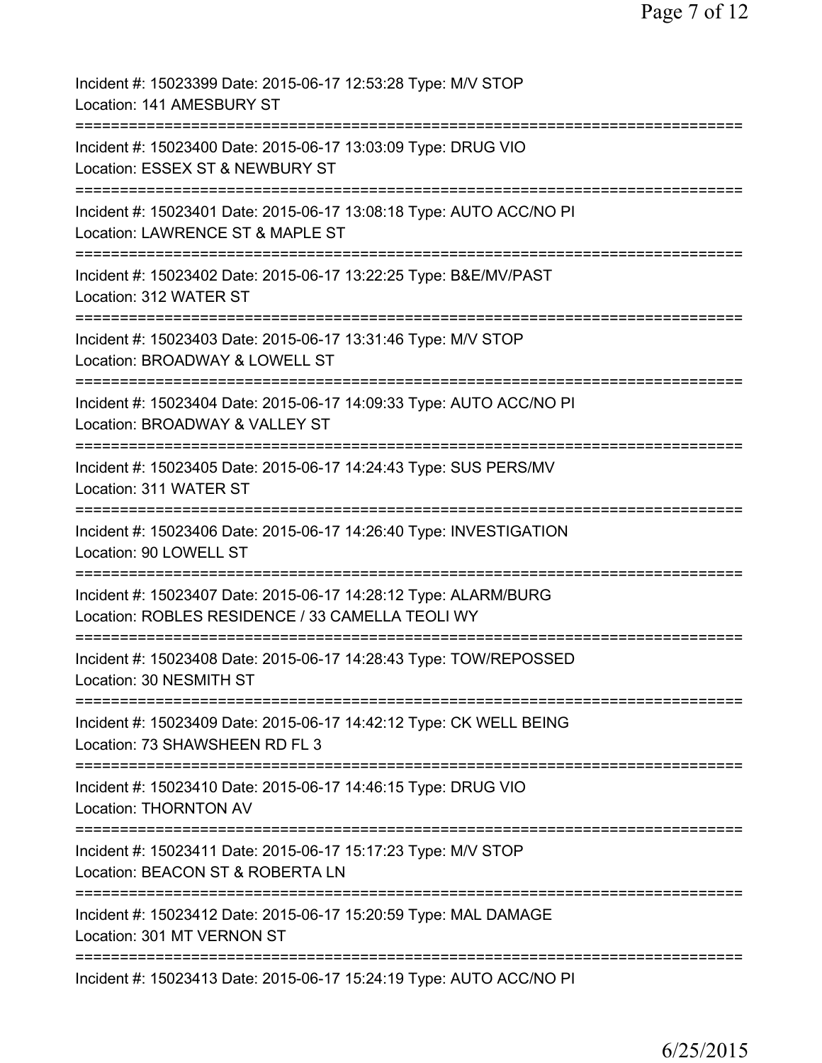Incident #: 15023399 Date: 2015-06-17 12:53:28 Type: M/V STOP
Location: 141 AMESBURY ST

===========================================================================

Incident #: 15023400 Date: 2015-06-17 13:03:09 Type: DRUG VIO
Location: ESSEX ST & NEWBURY ST

===========================================================================

Incident #: 15023401 Date: 2015-06-17 13:08:18 Type: AUTO ACC/NO PI
Location: LAWRENCE ST & MAPLE ST

===========================================================================

Incident #: 15023402 Date: 2015-06-17 13:22:25 Type: B&E/MV/PAST
Location: 312 WATER ST

===========================================================================

Incident #: 15023403 Date: 2015-06-17 13:31:46 Type: M/V STOP
Location: BROADWAY & LOWELL ST

===========================================================================

Incident #: 15023404 Date: 2015-06-17 14:09:33 Type: AUTO ACC/NO PI
Location: BROADWAY & VALLEY ST

===========================================================================

Incident #: 15023405 Date: 2015-06-17 14:24:43 Type: SUS PERS/MV
Location: 311 WATER ST

===========================================================================

Incident #: 15023406 Date: 2015-06-17 14:26:40 Type: INVESTIGATION
Location: 90 LOWELL ST

===========================================================================

Incident #: 15023407 Date: 2015-06-17 14:28:12 Type: ALARM/BURG
Location: ROBLES RESIDENCE / 33 CAMELLA TEOLI WY

===========================================================================

Incident #: 15023408 Date: 2015-06-17 14:28:43 Type: TOW/REPOSSED
Location: 30 NESMITH ST

===========================================================================

Incident #: 15023409 Date: 2015-06-17 14:42:12 Type: CK WELL BEING
Location: 73 SHAWSHEEN RD FL 3

===========================================================================

Incident #: 15023410 Date: 2015-06-17 14:46:15 Type: DRUG VIO
Location: THORNTON AV

===========================================================================

Incident #: 15023411 Date: 2015-06-17 15:17:23 Type: M/V STOP
Location: BEACON ST & ROBERTA LN

===========================================================================

Incident #: 15023412 Date: 2015-06-17 15:20:59 Type: MAL DAMAGE
Location: 301 MT VERNON ST

===========================================================================

Incident #: 15023413 Date: 2015-06-17 15:24:19 Type: AUTO ACC/NO PI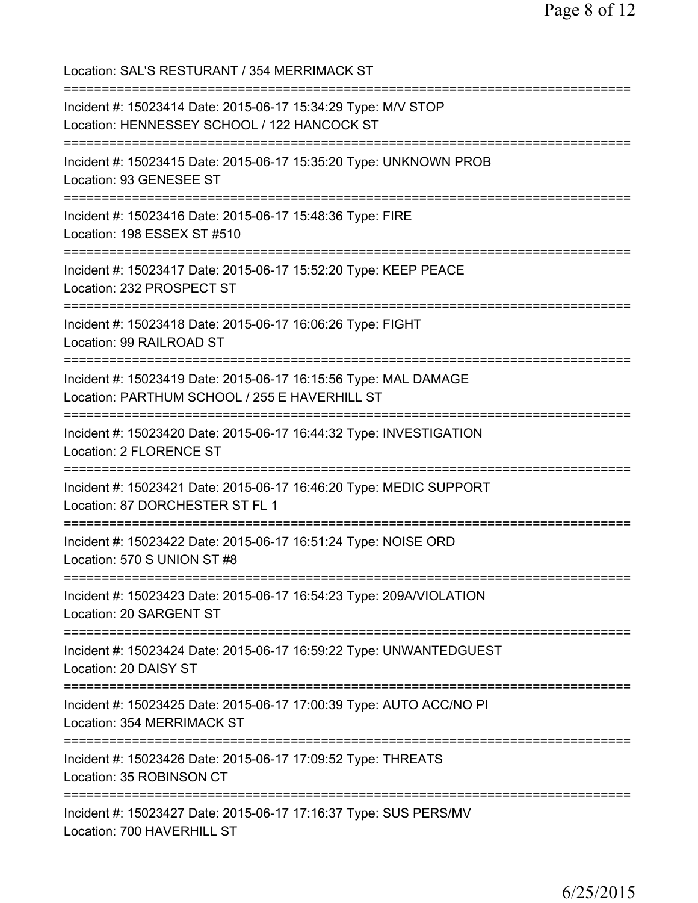Location: SAL'S RESTURANT / 354 MERRIMACK ST

===========================================================================

Incident #: 15023414 Date: 2015-06-17 15:34:29 Type: M/V STOP
Location: HENNESSEY SCHOOL / 122 HANCOCK ST

===========================================================================

Incident #: 15023415 Date: 2015-06-17 15:35:20 Type: UNKNOWN PROB
Location: 93 GENESEE ST

===========================================================================

Incident #: 15023416 Date: 2015-06-17 15:48:36 Type: FIRE
Location: 198 ESSEX ST #510

===========================================================================

Incident #: 15023417 Date: 2015-06-17 15:52:20 Type: KEEP PEACE
Location: 232 PROSPECT ST

===========================================================================

Incident #: 15023418 Date: 2015-06-17 16:06:26 Type: FIGHT
Location: 99 RAILROAD ST

===========================================================================

Incident #: 15023419 Date: 2015-06-17 16:15:56 Type: MAL DAMAGE
Location: PARTHUM SCHOOL / 255 E HAVERHILL ST

===========================================================================

Incident #: 15023420 Date: 2015-06-17 16:44:32 Type: INVESTIGATION
Location: 2 FLORENCE ST

===========================================================================

Incident #: 15023421 Date: 2015-06-17 16:46:20 Type: MEDIC SUPPORT
Location: 87 DORCHESTER ST FL 1

===========================================================================

Incident #: 15023422 Date: 2015-06-17 16:51:24 Type: NOISE ORD
Location: 570 S UNION ST #8

===========================================================================

Incident #: 15023423 Date: 2015-06-17 16:54:23 Type: 209A/VIOLATION
Location: 20 SARGENT ST

===========================================================================

Incident #: 15023424 Date: 2015-06-17 16:59:22 Type: UNWANTEDGUEST
Location: 20 DAISY ST

===========================================================================

Incident #: 15023425 Date: 2015-06-17 17:00:39 Type: AUTO ACC/NO PI
Location: 354 MERRIMACK ST

===========================================================================

Incident #: 15023426 Date: 2015-06-17 17:09:52 Type: THREATS
Location: 35 ROBINSON CT

===========================================================================

Incident #: 15023427 Date: 2015-06-17 17:16:37 Type: SUS PERS/MV
Location: 700 HAVERHILL ST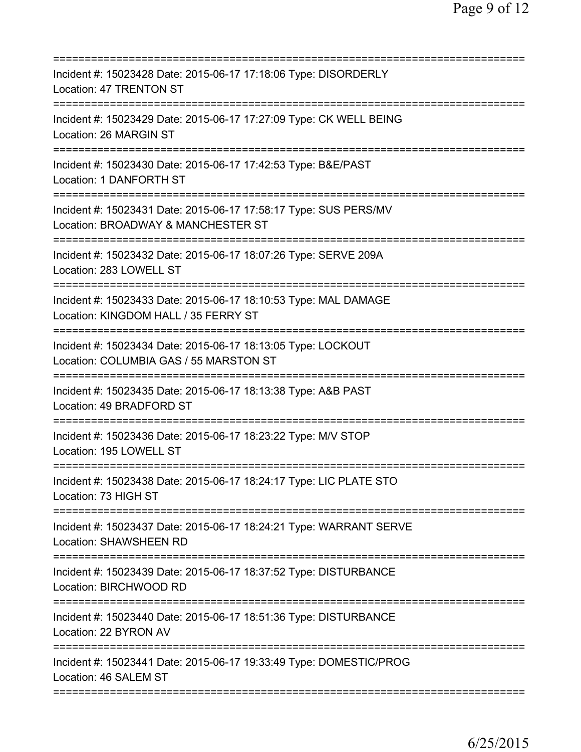===========================================================================
Incident #: 15023428 Date: 2015-06-17 17:18:06 Type: DISORDERLY
Location: 47 TRENTON ST
===========================================================================
Incident #: 15023429 Date: 2015-06-17 17:27:09 Type: CK WELL BEING
Location: 26 MARGIN ST
===========================================================================
Incident #: 15023430 Date: 2015-06-17 17:42:53 Type: B&E/PAST
Location: 1 DANFORTH ST
===========================================================================
Incident #: 15023431 Date: 2015-06-17 17:58:17 Type: SUS PERS/MV
Location: BROADWAY & MANCHESTER ST
===========================================================================
Incident #: 15023432 Date: 2015-06-17 18:07:26 Type: SERVE 209A
Location: 283 LOWELL ST
===========================================================================
Incident #: 15023433 Date: 2015-06-17 18:10:53 Type: MAL DAMAGE
Location: KINGDOM HALL / 35 FERRY ST
===========================================================================
Incident #: 15023434 Date: 2015-06-17 18:13:05 Type: LOCKOUT
Location: COLUMBIA GAS / 55 MARSTON ST
===========================================================================
Incident #: 15023435 Date: 2015-06-17 18:13:38 Type: A&B PAST
Location: 49 BRADFORD ST
===========================================================================
Incident #: 15023436 Date: 2015-06-17 18:23:22 Type: M/V STOP
Location: 195 LOWELL ST
===========================================================================
Incident #: 15023438 Date: 2015-06-17 18:24:17 Type: LIC PLATE STO
Location: 73 HIGH ST
===========================================================================
Incident #: 15023437 Date: 2015-06-17 18:24:21 Type: WARRANT SERVE
Location: SHAWSHEEN RD
===========================================================================
Incident #: 15023439 Date: 2015-06-17 18:37:52 Type: DISTURBANCE
Location: BIRCHWOOD RD
===========================================================================
Incident #: 15023440 Date: 2015-06-17 18:51:36 Type: DISTURBANCE
Location: 22 BYRON AV
===========================================================================
Incident #: 15023441 Date: 2015-06-17 19:33:49 Type: DOMESTIC/PROG
Location: 46 SALEM ST
===========================================================================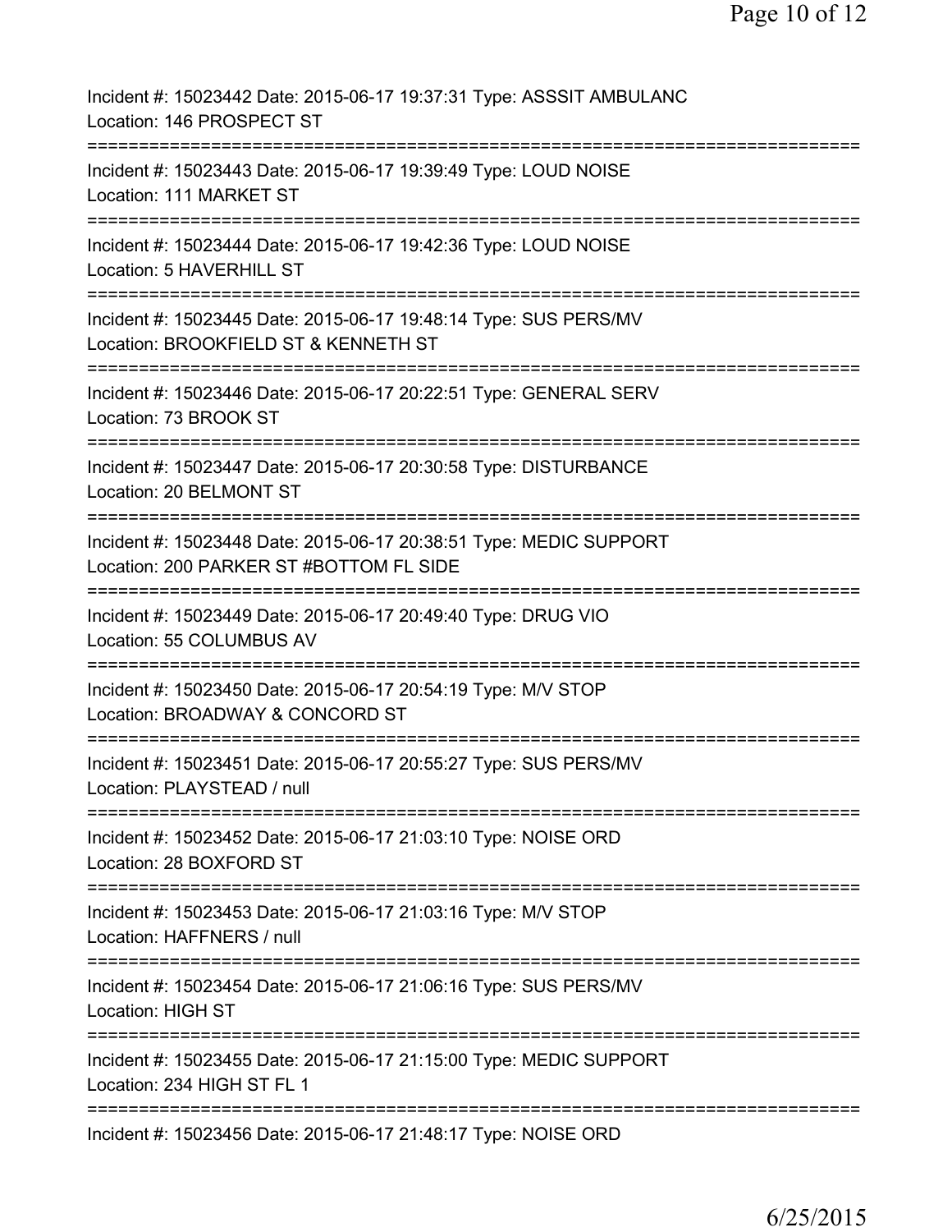Incident #: 15023442 Date: 2015-06-17 19:37:31 Type: ASSSIT AMBULANC
Location: 146 PROSPECT ST
===========================================================================
Incident #: 15023443 Date: 2015-06-17 19:39:49 Type: LOUD NOISE
Location: 111 MARKET ST
===========================================================================
Incident #: 15023444 Date: 2015-06-17 19:42:36 Type: LOUD NOISE
Location: 5 HAVERHILL ST
===========================================================================
Incident #: 15023445 Date: 2015-06-17 19:48:14 Type: SUS PERS/MV
Location: BROOKFIELD ST & KENNETH ST
===========================================================================
Incident #: 15023446 Date: 2015-06-17 20:22:51 Type: GENERAL SERV
Location: 73 BROOK ST
===========================================================================
Incident #: 15023447 Date: 2015-06-17 20:30:58 Type: DISTURBANCE
Location: 20 BELMONT ST
===========================================================================
Incident #: 15023448 Date: 2015-06-17 20:38:51 Type: MEDIC SUPPORT
Location: 200 PARKER ST #BOTTOM FL SIDE
===========================================================================
Incident #: 15023449 Date: 2015-06-17 20:49:40 Type: DRUG VIO
Location: 55 COLUMBUS AV
===========================================================================
Incident #: 15023450 Date: 2015-06-17 20:54:19 Type: M/V STOP
Location: BROADWAY & CONCORD ST
===========================================================================
Incident #: 15023451 Date: 2015-06-17 20:55:27 Type: SUS PERS/MV
Location: PLAYSTEAD / null
===========================================================================
Incident #: 15023452 Date: 2015-06-17 21:03:10 Type: NOISE ORD
Location: 28 BOXFORD ST
===========================================================================
Incident #: 15023453 Date: 2015-06-17 21:03:16 Type: M/V STOP
Location: HAFFNERS / null
===========================================================================
Incident #: 15023454 Date: 2015-06-17 21:06:16 Type: SUS PERS/MV
Location: HIGH ST
===========================================================================
Incident #: 15023455 Date: 2015-06-17 21:15:00 Type: MEDIC SUPPORT
Location: 234 HIGH ST FL 1
===========================================================================
Incident #: 15023456 Date: 2015-06-17 21:48:17 Type: NOISE ORD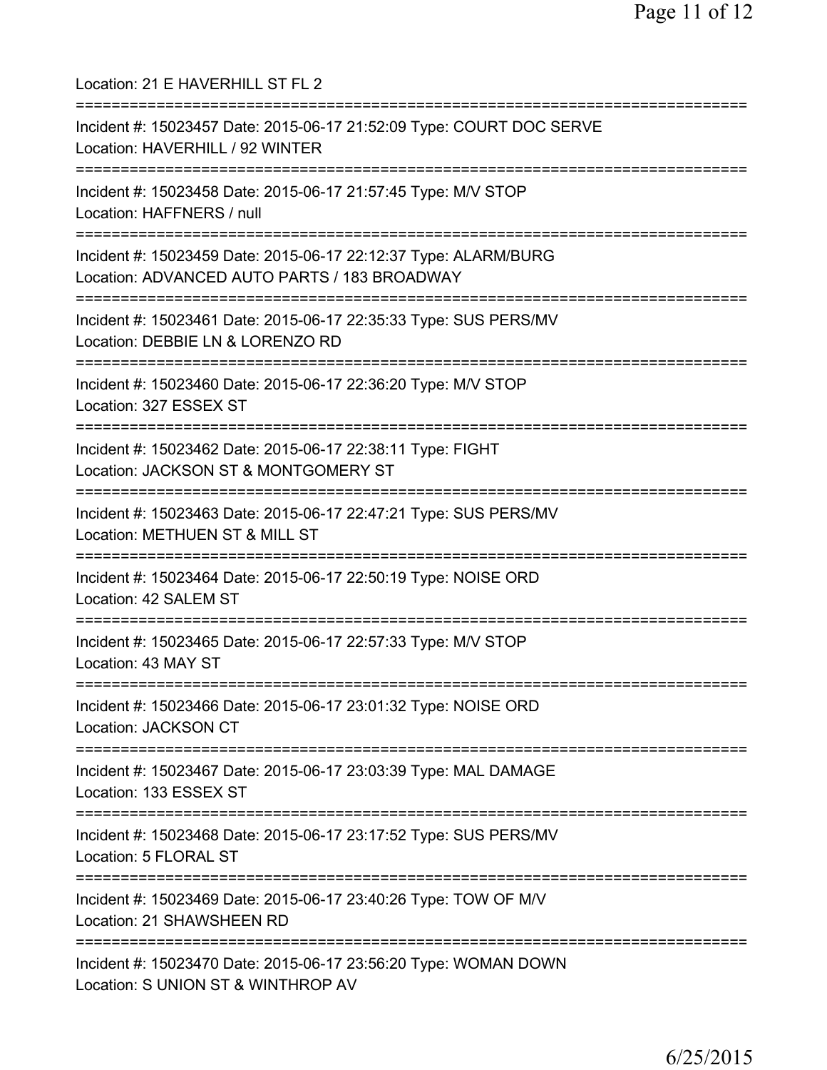Location: 21 E HAVERHILL ST FL 2

===========================================================================

Incident #: 15023457 Date: 2015-06-17 21:52:09 Type: COURT DOC SERVE
Location: HAVERHILL / 92 WINTER

===========================================================================

Incident #: 15023458 Date: 2015-06-17 21:57:45 Type: M/V STOP
Location: HAFFNERS / null

===========================================================================

Incident #: 15023459 Date: 2015-06-17 22:12:37 Type: ALARM/BURG
Location: ADVANCED AUTO PARTS / 183 BROADWAY

===========================================================================

Incident #: 15023461 Date: 2015-06-17 22:35:33 Type: SUS PERS/MV
Location: DEBBIE LN & LORENZO RD

===========================================================================

Incident #: 15023460 Date: 2015-06-17 22:36:20 Type: M/V STOP
Location: 327 ESSEX ST

===========================================================================

Incident #: 15023462 Date: 2015-06-17 22:38:11 Type: FIGHT
Location: JACKSON ST & MONTGOMERY ST

===========================================================================

Incident #: 15023463 Date: 2015-06-17 22:47:21 Type: SUS PERS/MV
Location: METHUEN ST & MILL ST

===========================================================================

Incident #: 15023464 Date: 2015-06-17 22:50:19 Type: NOISE ORD
Location: 42 SALEM ST

===========================================================================

Incident #: 15023465 Date: 2015-06-17 22:57:33 Type: M/V STOP
Location: 43 MAY ST

===========================================================================

Incident #: 15023466 Date: 2015-06-17 23:01:32 Type: NOISE ORD
Location: JACKSON CT

===========================================================================

Incident #: 15023467 Date: 2015-06-17 23:03:39 Type: MAL DAMAGE
Location: 133 ESSEX ST

===========================================================================

Incident #: 15023468 Date: 2015-06-17 23:17:52 Type: SUS PERS/MV
Location: 5 FLORAL ST

===========================================================================

Incident #: 15023469 Date: 2015-06-17 23:40:26 Type: TOW OF M/V
Location: 21 SHAWSHEEN RD

===========================================================================

Incident #: 15023470 Date: 2015-06-17 23:56:20 Type: WOMAN DOWN
Location: S UNION ST & WINTHROP AV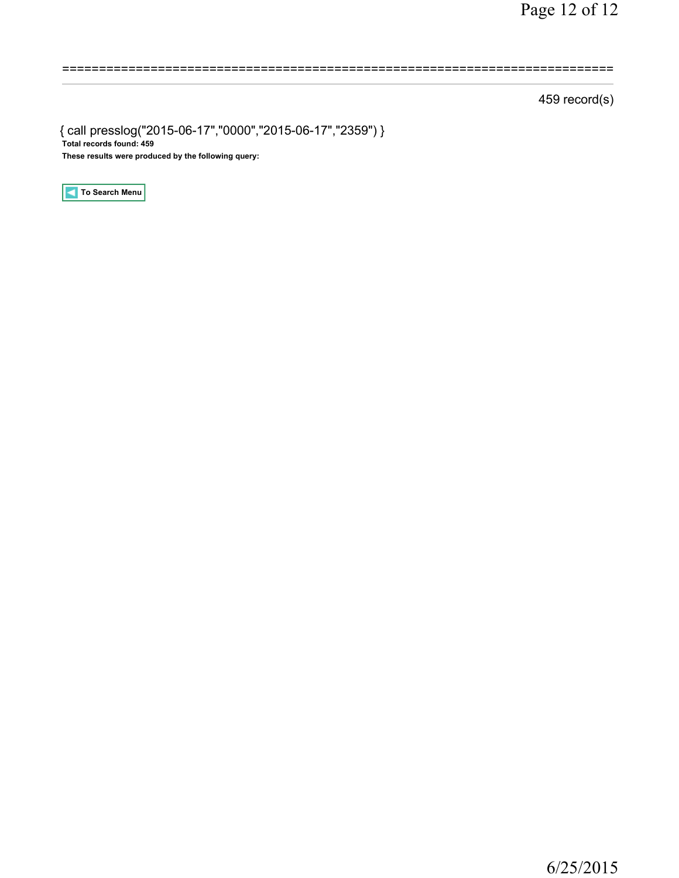===========================================================================

459 record(s)

{ call presslog("2015-06-17","0000","2015-06-17","2359") }

**Total records found: 459**

**These results were produced by the following query:**

**To Search Menu**